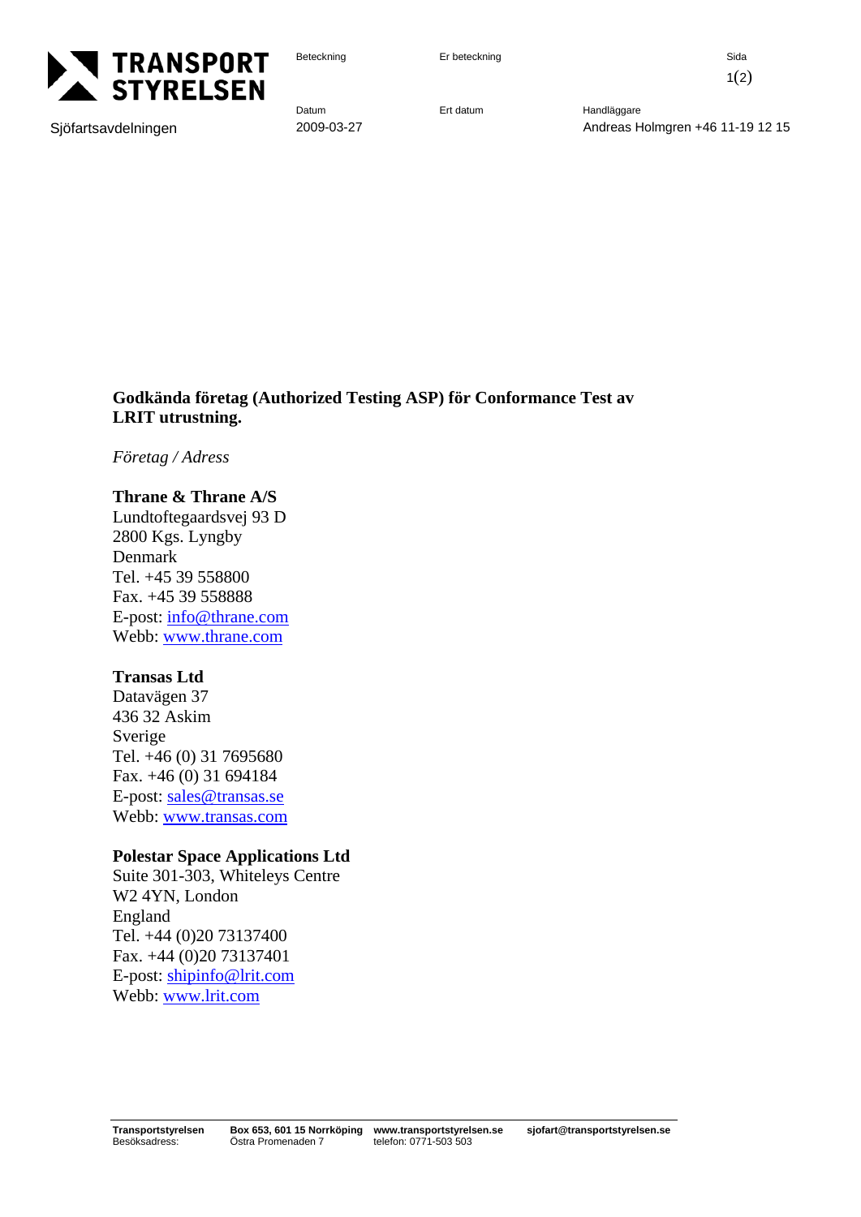TRANSPORT STYRELSEN

Sjöfartsavdelningen

| Beteckning | Er beteckning | | Sida |
| --- | --- | --- | --- |
| | | | 1(2) |
| Datum | Ert datum | Handläggare | |
| 2009-03-27 | | Andreas Holmgren +46 11-19 12 15 | |

**Godkända företag (Authorized Testing ASP) för Conformance Test av LRIT utrustning.**

*Företag / Adress*

**Thrane & Thrane A/S**
Lundtoftegaardsvej 93 D
2800 Kgs. Lyngby
Denmark
Tel. +45 39 558800
Fax. +45 39 558888
E-post: info@thrane.com
Webb: www.thrane.com

**Transas Ltd**
Datavägen 37
436 32 Askim
Sverige
Tel. +46 (0) 31 7695680
Fax. +46 (0) 31 694184
E-post: sales@transas.se
Webb: www.transas.com

**Polestar Space Applications Ltd**
Suite 301-303, Whiteleys Centre
W2 4YN, London
England
Tel. +44 (0)20 73137400
Fax. +44 (0)20 73137401
E-post: shipinfo@lrit.com
Webb: www.lrit.com

**Transportstyrelsen** **Box 653, 601 15 Norrköping** **www.transportstyrelsen.se** **sjofart@transportstyrelsen.se**
Besöksadress: Östra Promenaden 7 telefon: 0771-503 503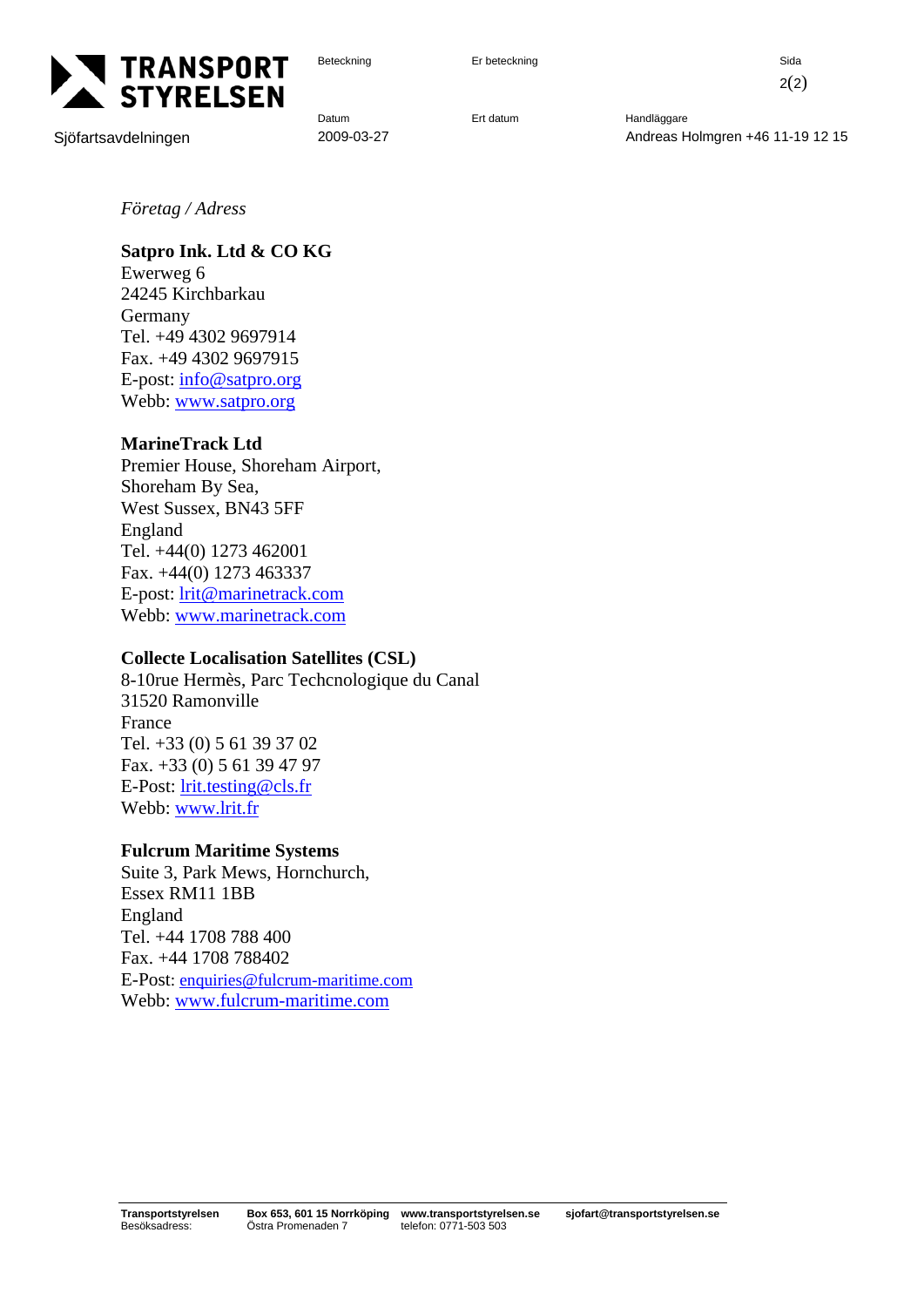*Företag / Adress*

**Satpro Ink. Ltd & CO KG**
Ewerweg 6
24245 Kirchbarkau
Germany
Tel. +49 4302 9697914
Fax. +49 4302 9697915
E-post: info@satpro.org
Webb: www.satpro.org

**MarineTrack Ltd**
Premier House, Shoreham Airport,
Shoreham By Sea,
West Sussex, BN43 5FF
England
Tel. +44(0) 1273 462001
Fax. +44(0) 1273 463337
E-post: lrit@marinetrack.com
Webb: www.marinetrack.com

**Collecte Localisation Satellites (CSL)**
8-10rue Hermès, Parc Techcnologique du Canal
31520 Ramonville
France
Tel. +33 (0) 5 61 39 37 02
Fax. +33 (0) 5 61 39 47 97
E-Post: lrit.testing@cls.fr
Webb: www.lrit.fr

**Fulcrum Maritime Systems**
Suite 3, Park Mews, Hornchurch,
Essex RM11 1BB
England
Tel. +44 1708 788 400
Fax. +44 1708 788402
E-Post: enquiries@fulcrum-maritime.com
Webb: www.fulcrum-maritime.com